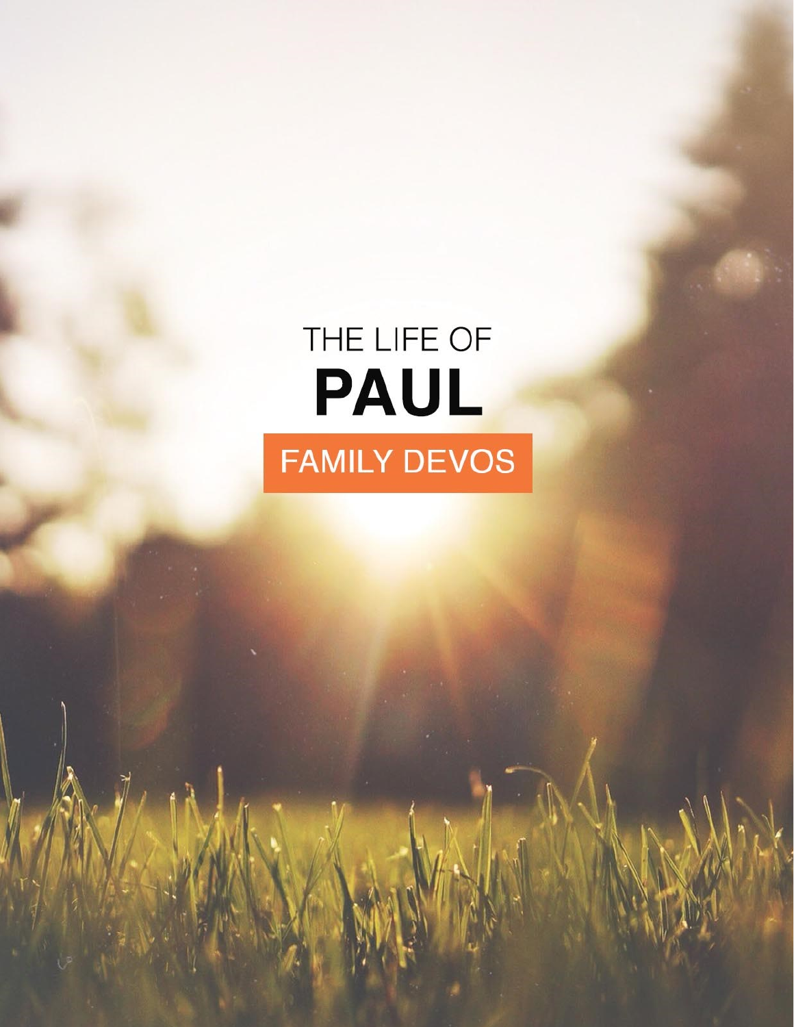THE LIFE OF

# PAUL

FAMILY DEVOS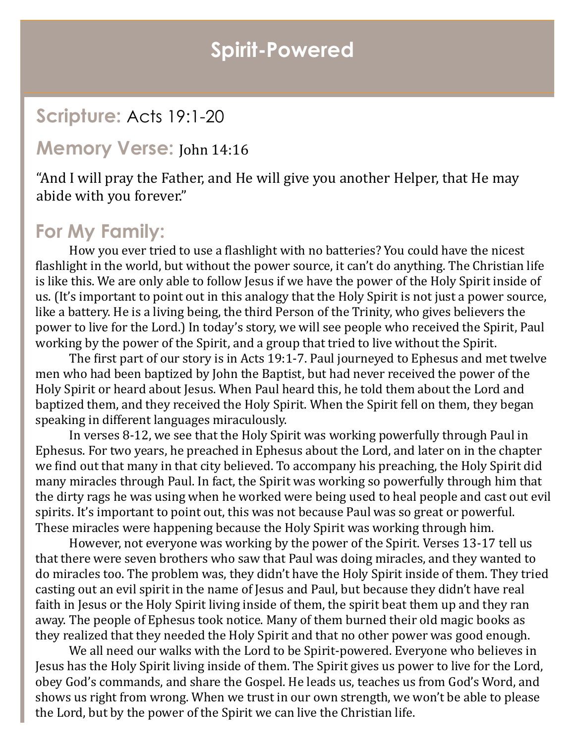# Spirit-Powered

## Scripture: Acts 19:1-20

## Memory Verse: John 14:16

"And I will pray the Father, and He will give you another Helper, that He may abide with you forever."

## For My Family:

How you ever tried to use a flashlight with no batteries? You could have the nicest flashlight in the world, but without the power source, it can't do anything. The Christian life is like this. We are only able to follow Jesus if we have the power of the Holy Spirit inside of us. (It's important to point out in this analogy that the Holy Spirit is not just a power source, like a battery. He is a living being, the third Person of the Trinity, who gives believers the power to live for the Lord.) In today's story, we will see people who received the Spirit, Paul working by the power of the Spirit, and a group that tried to live without the Spirit.

The first part of our story is in Acts 19:1-7. Paul journeyed to Ephesus and met twelve men who had been baptized by John the Baptist, but had never received the power of the Holy Spirit or heard about Jesus. When Paul heard this, he told them about the Lord and baptized them, and they received the Holy Spirit. When the Spirit fell on them, they began speaking in different languages miraculously.

In verses 8-12, we see that the Holy Spirit was working powerfully through Paul in Ephesus. For two years, he preached in Ephesus about the Lord, and later on in the chapter we find out that many in that city believed. To accompany his preaching, the Holy Spirit did many miracles through Paul. In fact, the Spirit was working so powerfully through him that the dirty rags he was using when he worked were being used to heal people and cast out evil spirits. It's important to point out, this was not because Paul was so great or powerful. These miracles were happening because the Holy Spirit was working through him.

However, not everyone was working by the power of the Spirit. Verses 13-17 tell us that there were seven brothers who saw that Paul was doing miracles, and they wanted to do miracles too. The problem was, they didn't have the Holy Spirit inside of them. They tried casting out an evil spirit in the name of Jesus and Paul, but because they didn't have real faith in Jesus or the Holy Spirit living inside of them, the spirit beat them up and they ran away. The people of Ephesus took notice. Many of them burned their old magic books as they realized that they needed the Holy Spirit and that no other power was good enough.

We all need our walks with the Lord to be Spirit-powered. Everyone who believes in Jesus has the Holy Spirit living inside of them. The Spirit gives us power to live for the Lord, obey God's commands, and share the Gospel. He leads us, teaches us from God's Word, and shows us right from wrong. When we trust in our own strength, we won't be able to please the Lord, but by the power of the Spirit we can live the Christian life.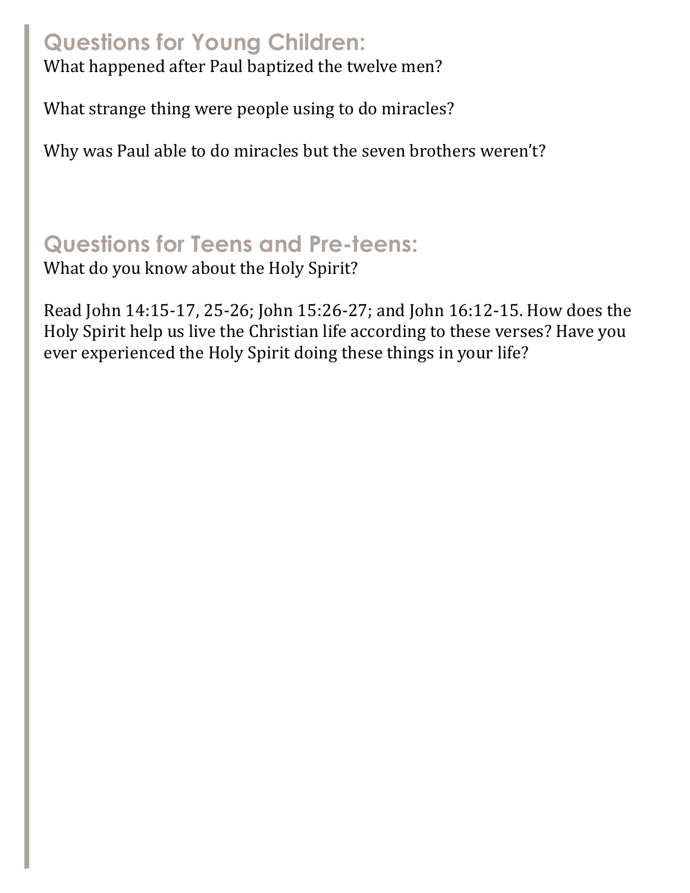## Questions for Young Children:

What happened after Paul baptized the twelve men?

What strange thing were people using to do miracles?

Why was Paul able to do miracles but the seven brothers weren't?

## Questions for Teens and Pre-teens:

What do you know about the Holy Spirit?

Read John 14:15-17, 25-26; John 15:26-27; and John 16:12-15. How does the Holy Spirit help us live the Christian life according to these verses? Have you ever experienced the Holy Spirit doing these things in your life?